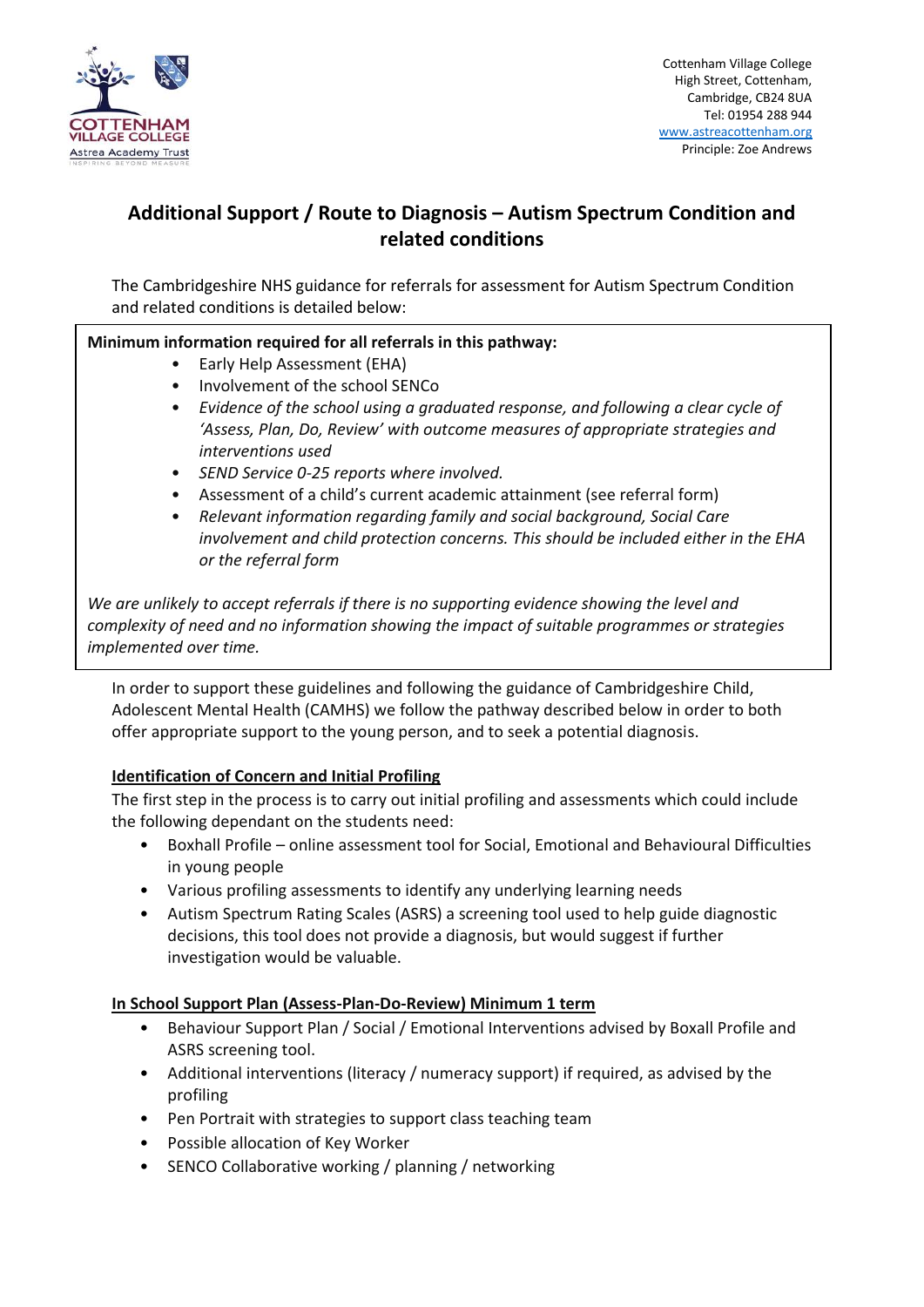Cottenham Village College
High Street, Cottenham,
Cambridge, CB24 8UA
Tel: 01954 288 944
www.astreacottenham.org
Principal: Zoe Andrews

# Additional Support / Route to Diagnosis – Autism Spectrum Condition and related conditions

The Cambridgeshire NHS guidance for referrals for assessment for Autism Spectrum Condition and related conditions is detailed below:

**Minimum information required for all referrals in this pathway:**

- Early Help Assessment (EHA)
- Involvement of the school SENCo
- *Evidence of the school using a graduated response, and following a clear cycle of 'Assess, Plan, Do, Review' with outcome measures of appropriate strategies and interventions used*
- *SEND Service 0-25 reports where involved.*
- Assessment of a child's current academic attainment (see referral form)
- *Relevant information regarding family and social background, Social Care involvement and child protection concerns. This should be included either in the EHA or the referral form*

*We are unlikely to accept referrals if there is no supporting evidence showing the level and complexity of need and no information showing the impact of suitable programmes or strategies implemented over time.*

In order to support these guidelines and following the guidance of Cambridgeshire Child, Adolescent Mental Health (CAMHS) we follow the pathway described below in order to both offer appropriate support to the young person, and to seek a potential diagnosis.

## Identification of Concern and Initial Profiling

The first step in the process is to carry out initial profiling and assessments which could include the following dependant on the students need:

- Boxhall Profile – online assessment tool for Social, Emotional and Behavioural Difficulties in young people
- Various profiling assessments to identify any underlying learning needs
- Autism Spectrum Rating Scales (ASRS) a screening tool used to help guide diagnostic decisions, this tool does not provide a diagnosis, but would suggest if further investigation would be valuable.

## In School Support Plan (Assess-Plan-Do-Review) Minimum 1 term

- Behaviour Support Plan / Social / Emotional Interventions advised by Boxhall Profile and ASRS screening tool.
- Additional interventions (literacy / numeracy support) if required, as advised by the profiling
- Pen Portrait with strategies to support class teaching team
- Possible allocation of Key Worker
- SENCO Collaborative working / planning / networking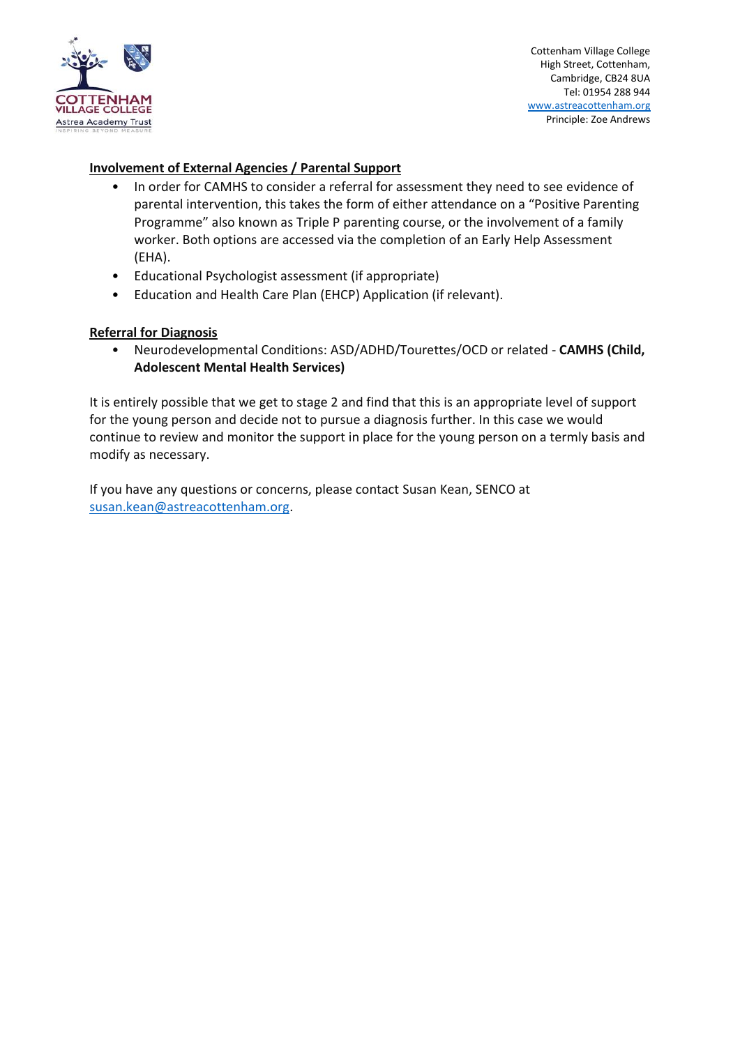Cottenham Village College
High Street, Cottenham,
Cambridge, CB24 8UA
Tel: 01954 288 944
www.astreacottenham.org
Principle: Zoe Andrews

**Involvement of External Agencies / Parental Support**

- In order for CAMHS to consider a referral for assessment they need to see evidence of parental intervention, this takes the form of either attendance on a "Positive Parenting Programme" also known as Triple P parenting course, or the involvement of a family worker. Both options are accessed via the completion of an Early Help Assessment (EHA).
- Educational Psychologist assessment (if appropriate)
- Education and Health Care Plan (EHCP) Application (if relevant).

**Referral for Diagnosis**

- Neurodevelopmental Conditions: ASD/ADHD/Tourettes/OCD or related - **CAMHS (Child, Adolescent Mental Health Services)**

It is entirely possible that we get to stage 2 and find that this is an appropriate level of support for the young person and decide not to pursue a diagnosis further. In this case we would continue to review and monitor the support in place for the young person on a termly basis and modify as necessary.

If you have any questions or concerns, please contact Susan Kean, SENCO at susan.kean@astreacottenham.org.